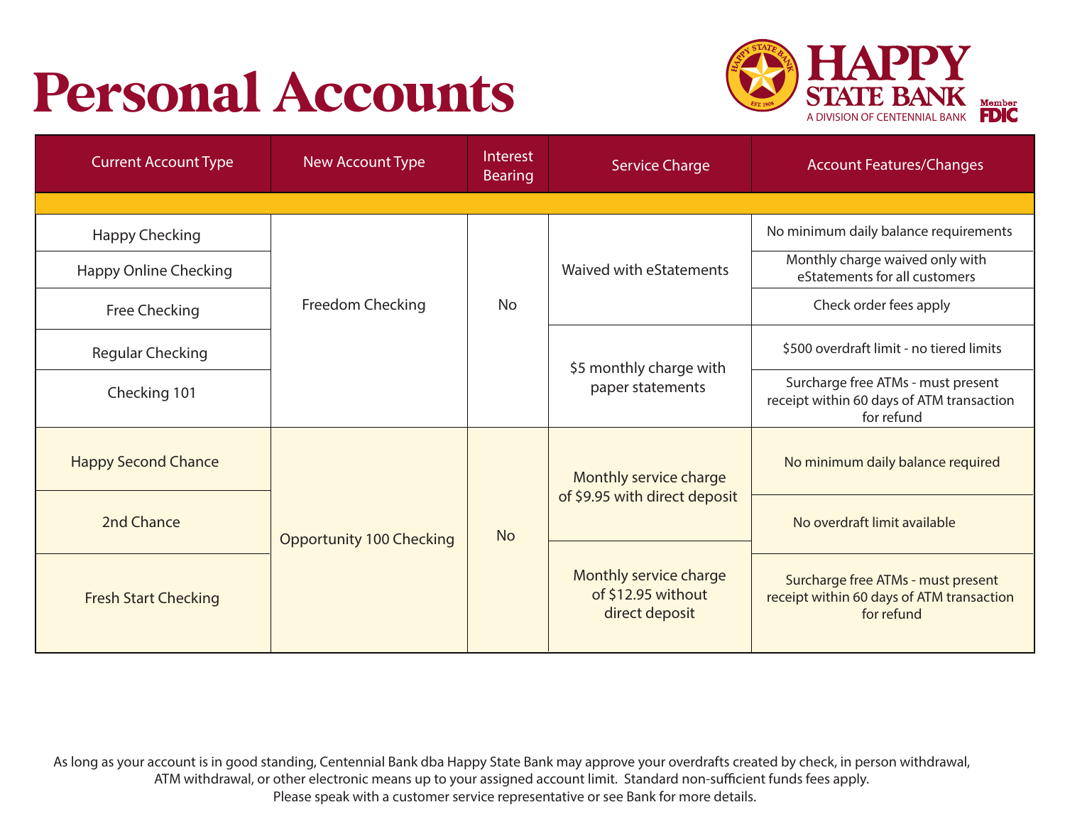# Personal Accounts

HAPPY STATE BANK
A DIVISION OF CENTENNIAL BANK
Member FDIC

| Current Account Type | New Account Type | Interest Bearing | Service Charge | Account Features/Changes |
|---|---|---|---|---|
| Happy Checking | Freedom Checking | No | Waived with eStatements | No minimum daily balance requirements |
| Happy Online Checking | | | | Monthly charge waived only with eStatements for all customers |
| Free Checking | | | | Check order fees apply |
| Regular Checking | | | $5 monthly charge with paper statements | $500 overdraft limit - no tiered limits |
| Checking 101 | | | | Surcharge free ATMs - must present receipt within 60 days of ATM transaction for refund |
| Happy Second Chance | Opportunity 100 Checking | No | Monthly service charge of $9.95 with direct deposit | No minimum daily balance required |
| 2nd Chance | | | | No overdraft limit available |
| Fresh Start Checking | | | Monthly service charge of $12.95 without direct deposit | Surcharge free ATMs - must present receipt within 60 days of ATM transaction for refund |

As long as your account is in good standing, Centennial Bank dba Happy State Bank may approve your overdrafts created by check, in person withdrawal, ATM withdrawal, or other electronic means up to your assigned account limit. Standard non-sufficient funds fees apply. Please speak with a customer service representative or see Bank for more details.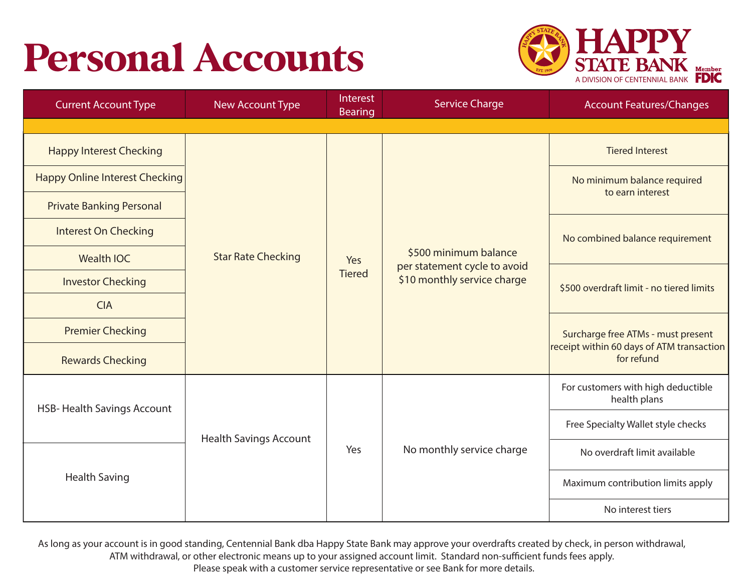# Personal Accounts

HAPPY STATE BANK
A DIVISION OF CENTENNIAL BANK
Member FDIC

| Current Account Type | New Account Type | Interest Bearing | Service Charge | Account Features/Changes |
|---|---|---|---|---|
| Happy Interest Checking<br>Happy Online Interest Checking<br>Private Banking Personal<br>Interest On Checking<br>Wealth IOC<br>Investor Checking<br>CIA<br>Premier Checking<br>Rewards Checking | Star Rate Checking | Yes Tiered | $500 minimum balance per statement cycle to avoid $10 monthly service charge | Tiered Interest<br>No minimum balance required to earn interest<br>No combined balance requirement<br>$500 overdraft limit - no tiered limits<br>Surcharge free ATMs - must present receipt within 60 days of ATM transaction for refund |
| HSB- Health Savings Account<br>Health Saving | Health Savings Account | Yes | No monthly service charge | For customers with high deductible health plans<br>Free Specialty Wallet style checks<br>No overdraft limit available<br>Maximum contribution limits apply<br>No interest tiers |

As long as your account is in good standing, Centennial Bank dba Happy State Bank may approve your overdrafts created by check, in person withdrawal, ATM withdrawal, or other electronic means up to your assigned account limit. Standard non-sufficient funds fees apply. Please speak with a customer service representative or see Bank for more details.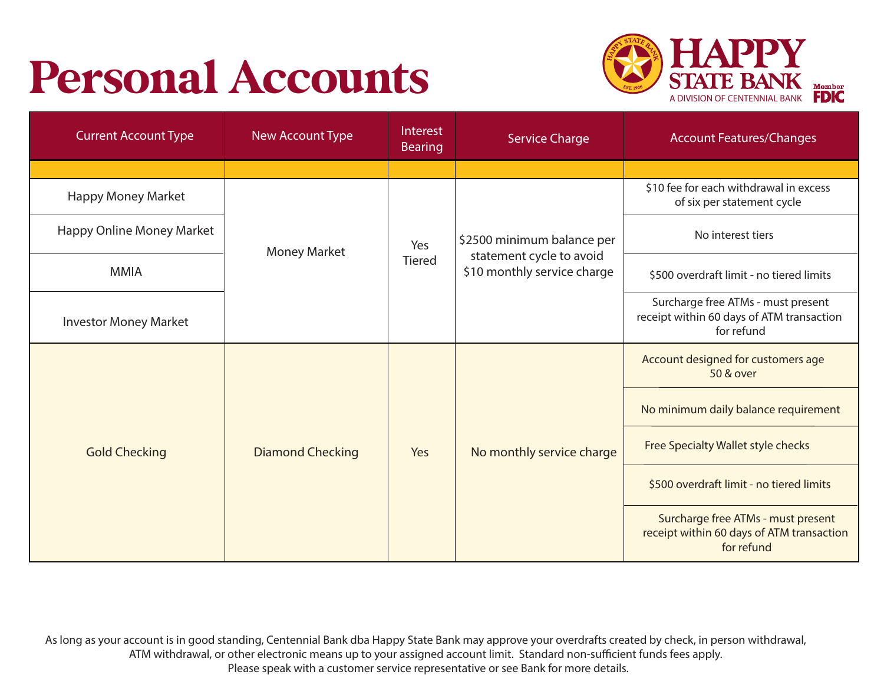# Personal Accounts

HAPPY STATE BANK
A DIVISION OF CENTENNIAL BANK
Member FDIC

| Current Account Type | New Account Type | Interest Bearing | Service Charge | Account Features/Changes |
|---|---|---|---|---|
| | | | | |
| Happy Money Market | Money Market | Yes Tiered | $2500 minimum balance per statement cycle to avoid $10 monthly service charge | $10 fee for each withdrawal in excess of six per statement cycle |
| Happy Online Money Market | | | | No interest tiers |
| MMIA | | | | $500 overdraft limit - no tiered limits |
| Investor Money Market | | | | Surcharge free ATMs - must present receipt within 60 days of ATM transaction for refund |
| Gold Checking | Diamond Checking | Yes | No monthly service charge | Account designed for customers age 50 & over |
| | | | | No minimum daily balance requirement |
| | | | | Free Specialty Wallet style checks |
| | | | | $500 overdraft limit - no tiered limits |
| | | | | Surcharge free ATMs - must present receipt within 60 days of ATM transaction for refund |

As long as your account is in good standing, Centennial Bank dba Happy State Bank may approve your overdrafts created by check, in person withdrawal, ATM withdrawal, or other electronic means up to your assigned account limit. Standard non-sufficient funds fees apply. Please speak with a customer service representative or see Bank for more details.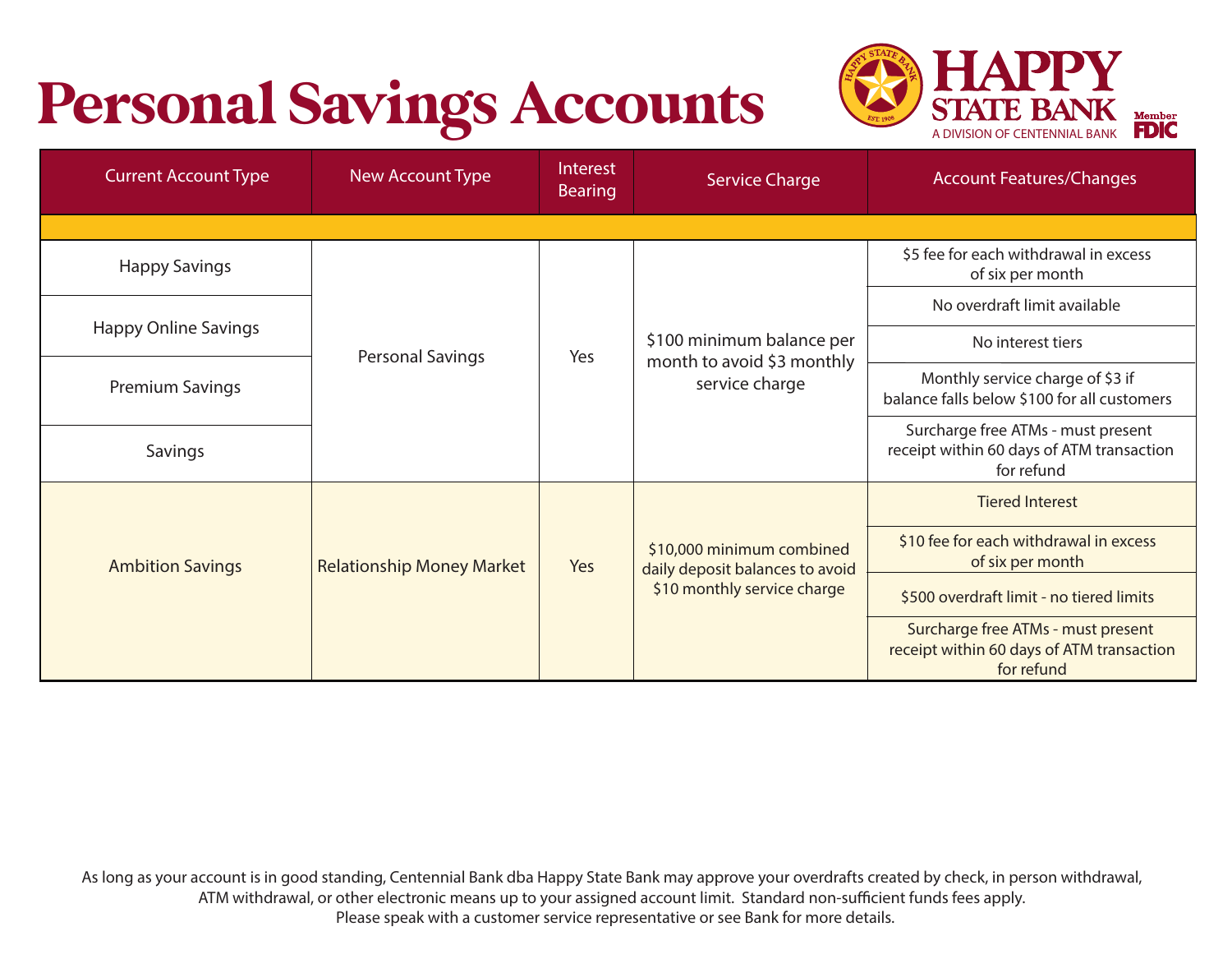# Personal Savings Accounts

HAPPY STATE BANK
A DIVISION OF CENTENNIAL BANK
Member FDIC

| Current Account Type | New Account Type | Interest Bearing | Service Charge | Account Features/Changes |
|---|---|---|---|---|
| Happy Savings | Personal Savings | Yes | $100 minimum balance per month to avoid $3 monthly service charge | $5 fee for each withdrawal in excess of six per month |
| Happy Online Savings | | | | No overdraft limit available |
| Premium Savings | | | | No interest tiers |
| Savings | | | | Monthly service charge of $3 if balance falls below $100 for all customers |
| | | | | Surcharge free ATMs - must present receipt within 60 days of ATM transaction for refund |
| Ambition Savings | Relationship Money Market | Yes | $10,000 minimum combined daily deposit balances to avoid $10 monthly service charge | Tiered Interest |
| | | | | $10 fee for each withdrawal in excess of six per month |
| | | | | $500 overdraft limit - no tiered limits |
| | | | | Surcharge free ATMs - must present receipt within 60 days of ATM transaction for refund |

As long as your account is in good standing, Centennial Bank dba Happy State Bank may approve your overdrafts created by check, in person withdrawal, ATM withdrawal, or other electronic means up to your assigned account limit. Standard non-sufficient funds fees apply. Please speak with a customer service representative or see Bank for more details.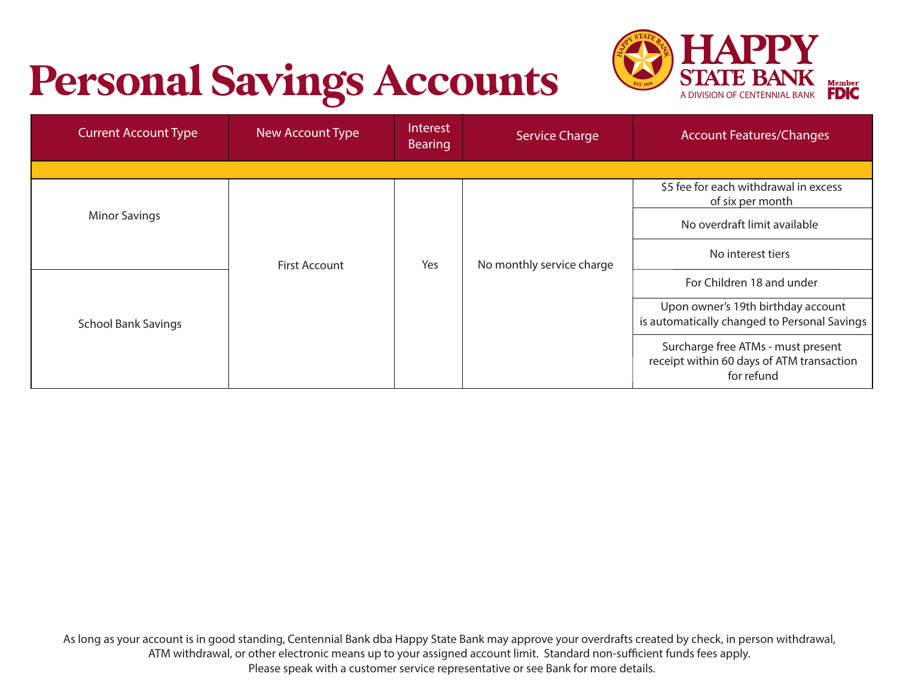# Personal Savings Accounts

HAPPY STATE BANK
A DIVISION OF CENTENNIAL BANK
Member FDIC

| Current Account Type | New Account Type | Interest Bearing | Service Charge | Account Features/Changes |
|---|---|---|---|---|
| Minor Savings | First Account | Yes | No monthly service charge | $5 fee for each withdrawal in excess of six per month |
| | | | | No overdraft limit available |
| | | | | No interest tiers |
| School Bank Savings | | | | For Children 18 and under |
| | | | | Upon owner's 19th birthday account is automatically changed to Personal Savings |
| | | | | Surcharge free ATMs - must present receipt within 60 days of ATM transaction for refund |

As long as your account is in good standing, Centennial Bank dba Happy State Bank may approve your overdrafts created by check, in person withdrawal, ATM withdrawal, or other electronic means up to your assigned account limit. Standard non-sufficient funds fees apply. Please speak with a customer service representative or see Bank for more details.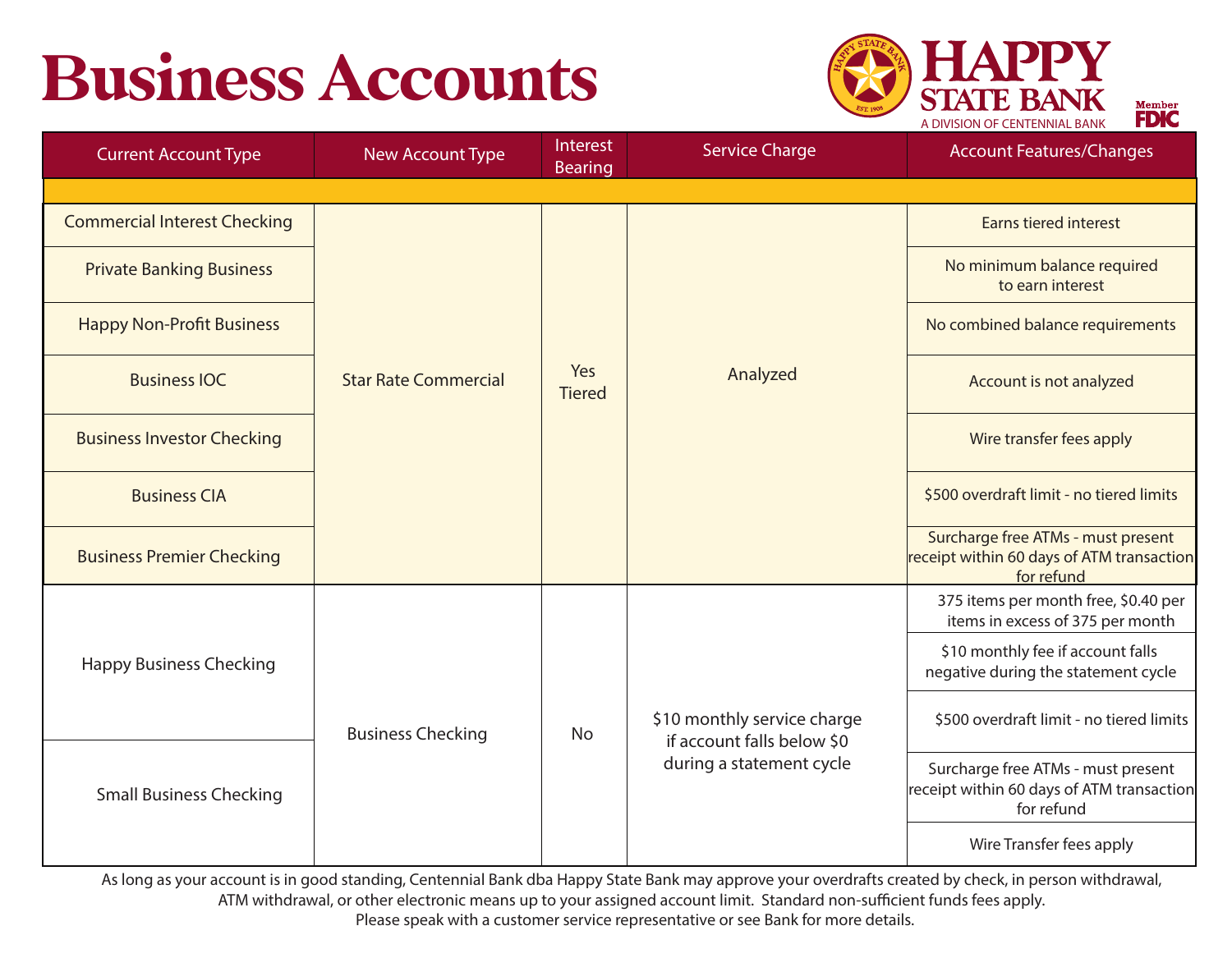# Business Accounts

HAPPY STATE BANK
A DIVISION OF CENTENNIAL BANK
Member FDIC

| Current Account Type | New Account Type | Interest Bearing | Service Charge | Account Features/Changes |
|---|---|---|---|---|
| Commercial Interest Checking | Star Rate Commercial | Yes Tiered | Analyzed | Earns tiered interest |
| Private Banking Business | | | | No minimum balance required to earn interest |
| Happy Non-Profit Business | | | | No combined balance requirements |
| Business IOC | | | | Account is not analyzed |
| Business Investor Checking | | | | Wire transfer fees apply |
| Business CIA | | | | $500 overdraft limit - no tiered limits |
| Business Premier Checking | | | | Surcharge free ATMs - must present receipt within 60 days of ATM transaction for refund |
| Happy Business Checking | Business Checking | No | $10 monthly service charge if account falls below $0 during a statement cycle | 375 items per month free, $0.40 per items in excess of 375 per month |
| | | | | $10 monthly fee if account falls negative during the statement cycle |
| | | | | $500 overdraft limit - no tiered limits |
| Small Business Checking | | | | Surcharge free ATMs - must present receipt within 60 days of ATM transaction for refund |
| | | | | Wire Transfer fees apply |

As long as your account is in good standing, Centennial Bank dba Happy State Bank may approve your overdrafts created by check, in person withdrawal, ATM withdrawal, or other electronic means up to your assigned account limit. Standard non-sufficient funds fees apply. Please speak with a customer service representative or see Bank for more details.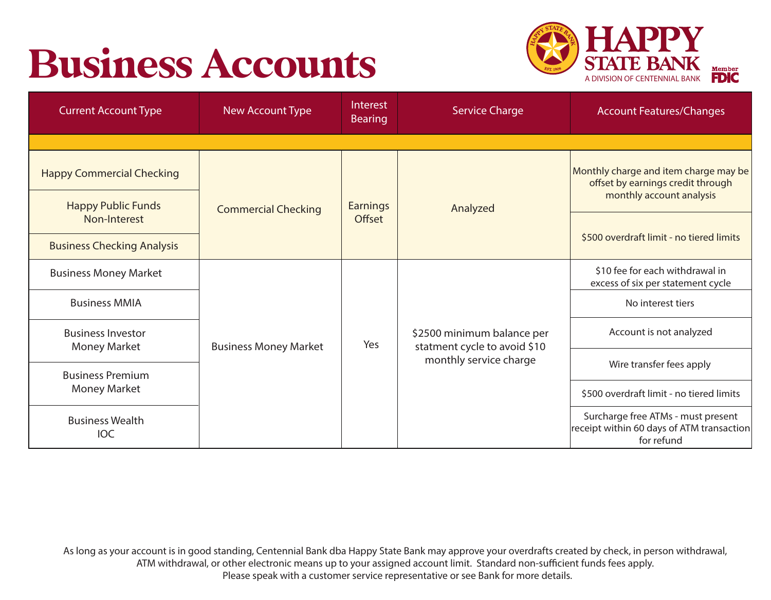# Business Accounts

HAPPY STATE BANK
A DIVISION OF CENTENNIAL BANK
Member FDIC

| Current Account Type | New Account Type | Interest Bearing | Service Charge | Account Features/Changes |
|---|---|---|---|---|
| Happy Commercial Checking | Commercial Checking | Earnings Offset | Analyzed | Monthly charge and item charge may be offset by earnings credit through monthly account analysis |
| Happy Public Funds Non-Interest | | | | $500 overdraft limit - no tiered limits |
| Business Checking Analysis | | | | |
| Business Money Market | Business Money Market | Yes | $2500 minimum balance per statment cycle to avoid $10 monthly service charge | $10 fee for each withdrawal in excess of six per statement cycle |
| Business MMIA | | | | No interest tiers |
| Business Investor Money Market | | | | Account is not analyzed |
| | | | | Wire transfer fees apply |
| Business Premium Money Market | | | | $500 overdraft limit - no tiered limits |
| Business Wealth IOC | | | | Surcharge free ATMs - must present receipt within 60 days of ATM transaction for refund |

As long as your account is in good standing, Centennial Bank dba Happy State Bank may approve your overdrafts created by check, in person withdrawal, ATM withdrawal, or other electronic means up to your assigned account limit. Standard non-sufficient funds fees apply. Please speak with a customer service representative or see Bank for more details.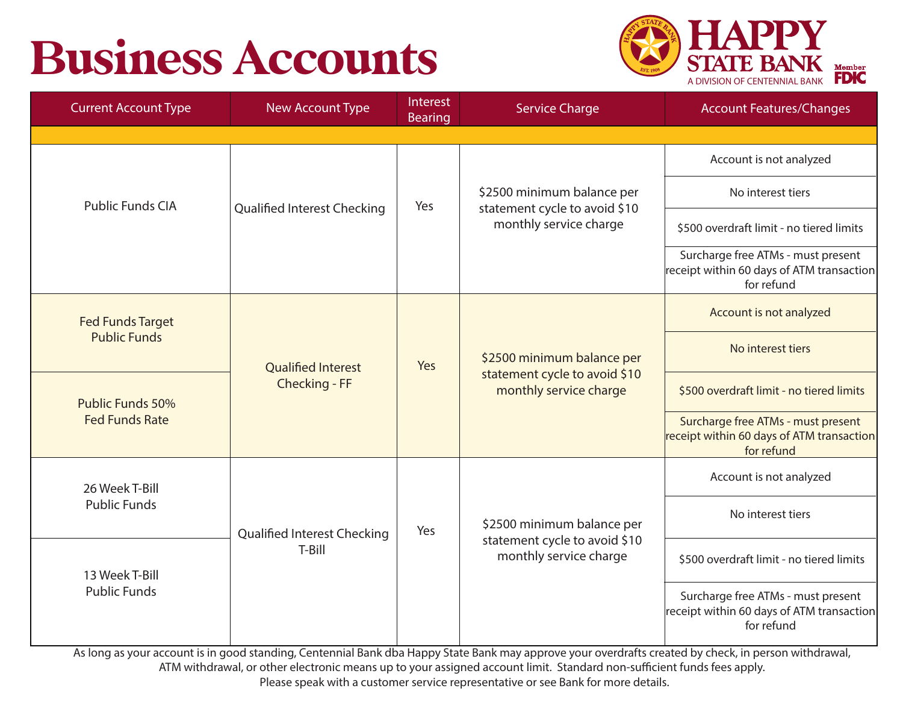# Business Accounts

HAPPY STATE BANK
A DIVISION OF CENTENNIAL BANK
Member FDIC

| Current Account Type | New Account Type | Interest Bearing | Service Charge | Account Features/Changes |
|---|---|---|---|---|
| Public Funds CIA | Qualified Interest Checking | Yes | $2500 minimum balance per statement cycle to avoid $10 monthly service charge | Account is not analyzed |
| | | | | No interest tiers |
| | | | | $500 overdraft limit - no tiered limits |
| | | | | Surcharge free ATMs - must present receipt within 60 days of ATM transaction for refund |
| Fed Funds Target Public Funds | Qualified Interest Checking - FF | Yes | $2500 minimum balance per statement cycle to avoid $10 monthly service charge | Account is not analyzed |
| | | | | No interest tiers |
| Public Funds 50% Fed Funds Rate | | | | $500 overdraft limit - no tiered limits |
| | | | | Surcharge free ATMs - must present receipt within 60 days of ATM transaction for refund |
| 26 Week T-Bill Public Funds | Qualified Interest Checking T-Bill | Yes | $2500 minimum balance per statement cycle to avoid $10 monthly service charge | Account is not analyzed |
| | | | | No interest tiers |
| 13 Week T-Bill Public Funds | | | | $500 overdraft limit - no tiered limits |
| | | | | Surcharge free ATMs - must present receipt within 60 days of ATM transaction for refund |

As long as your account is in good standing, Centennial Bank dba Happy State Bank may approve your overdrafts created by check, in person withdrawal, ATM withdrawal, or other electronic means up to your assigned account limit. Standard non-sufficient funds fees apply. Please speak with a customer service representative or see Bank for more details.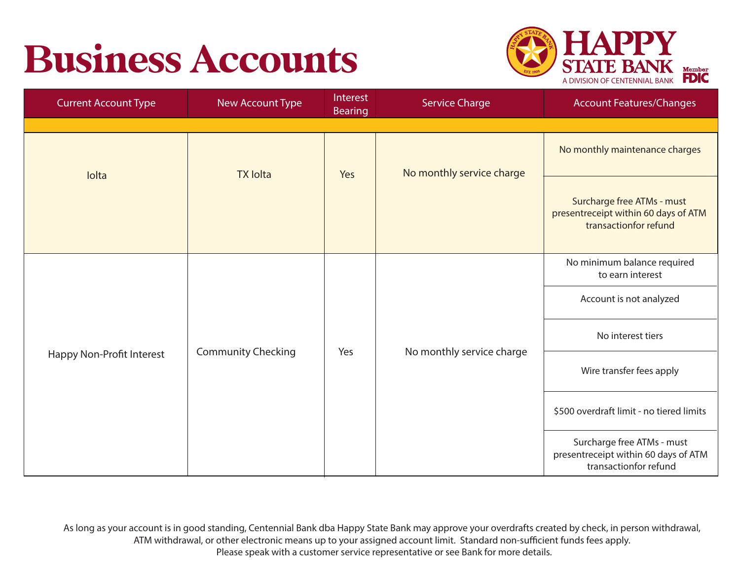# Business Accounts

HAPPY STATE BANK
A DIVISION OF CENTENNIAL BANK
Member FDIC

| Current Account Type | New Account Type | Interest Bearing | Service Charge | Account Features/Changes |
|---|---|---|---|---|
| | | | | |
| Iolta | TX Iolta | Yes | No monthly service charge | No monthly maintenance charges |
| | | | | Surcharge free ATMs - must presentreceipt within 60 days of ATM transactionfor refund |
| Happy Non-Profit Interest | Community Checking | Yes | No monthly service charge | No minimum balance required to earn interest |
| | | | | Account is not analyzed |
| | | | | No interest tiers |
| | | | | Wire transfer fees apply |
| | | | | $500 overdraft limit - no tiered limits |
| | | | | Surcharge free ATMs - must presentreceipt within 60 days of ATM transactionfor refund |

As long as your account is in good standing, Centennial Bank dba Happy State Bank may approve your overdrafts created by check, in person withdrawal, ATM withdrawal, or other electronic means up to your assigned account limit. Standard non-sufficient funds fees apply. Please speak with a customer service representative or see Bank for more details.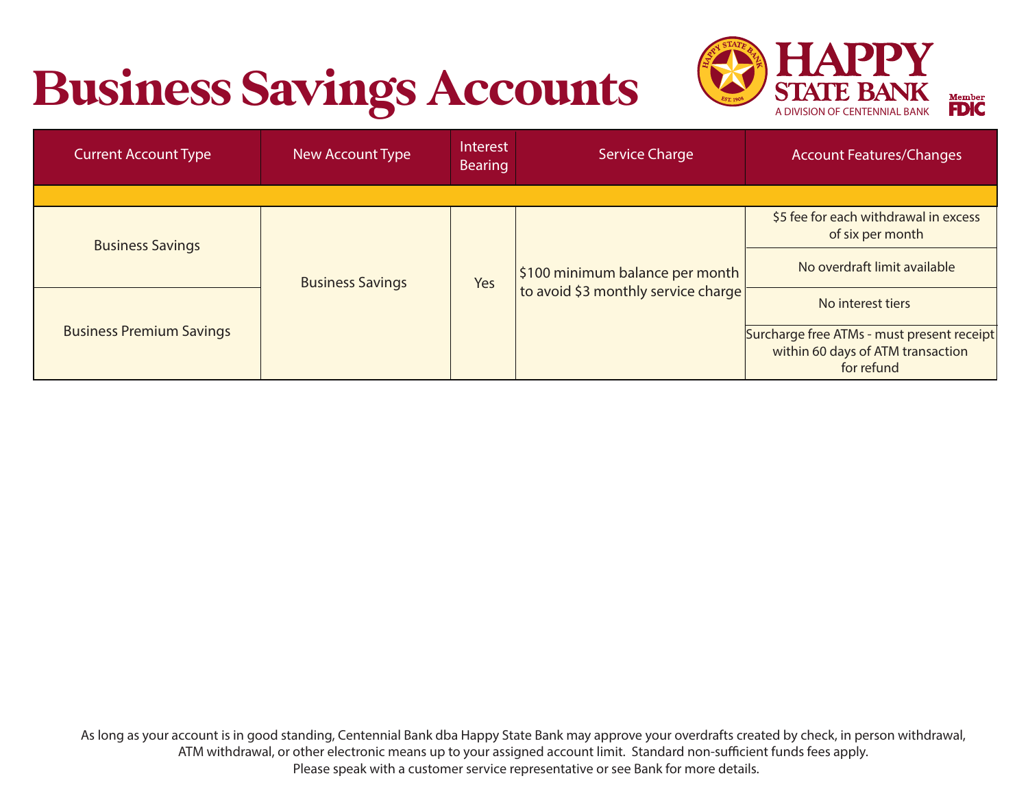# Business Savings Accounts

HAPPY STATE BANK
A DIVISION OF CENTENNIAL BANK

Member FDIC

| Current Account Type | New Account Type | Interest Bearing | Service Charge | Account Features/Changes |
|---|---|---|---|---|
| | | | | |
| Business Savings | Business Savings | Yes | $100 minimum balance per month to avoid $3 monthly service charge | $5 fee for each withdrawal in excess of six per month |
| | | | | No overdraft limit available |
| Business Premium Savings | | | | No interest tiers |
| | | | | Surcharge free ATMs - must present receipt within 60 days of ATM transaction for refund |

As long as your account is in good standing, Centennial Bank dba Happy State Bank may approve your overdrafts created by check, in person withdrawal, ATM withdrawal, or other electronic means up to your assigned account limit. Standard non-sufficient funds fees apply. Please speak with a customer service representative or see Bank for more details.